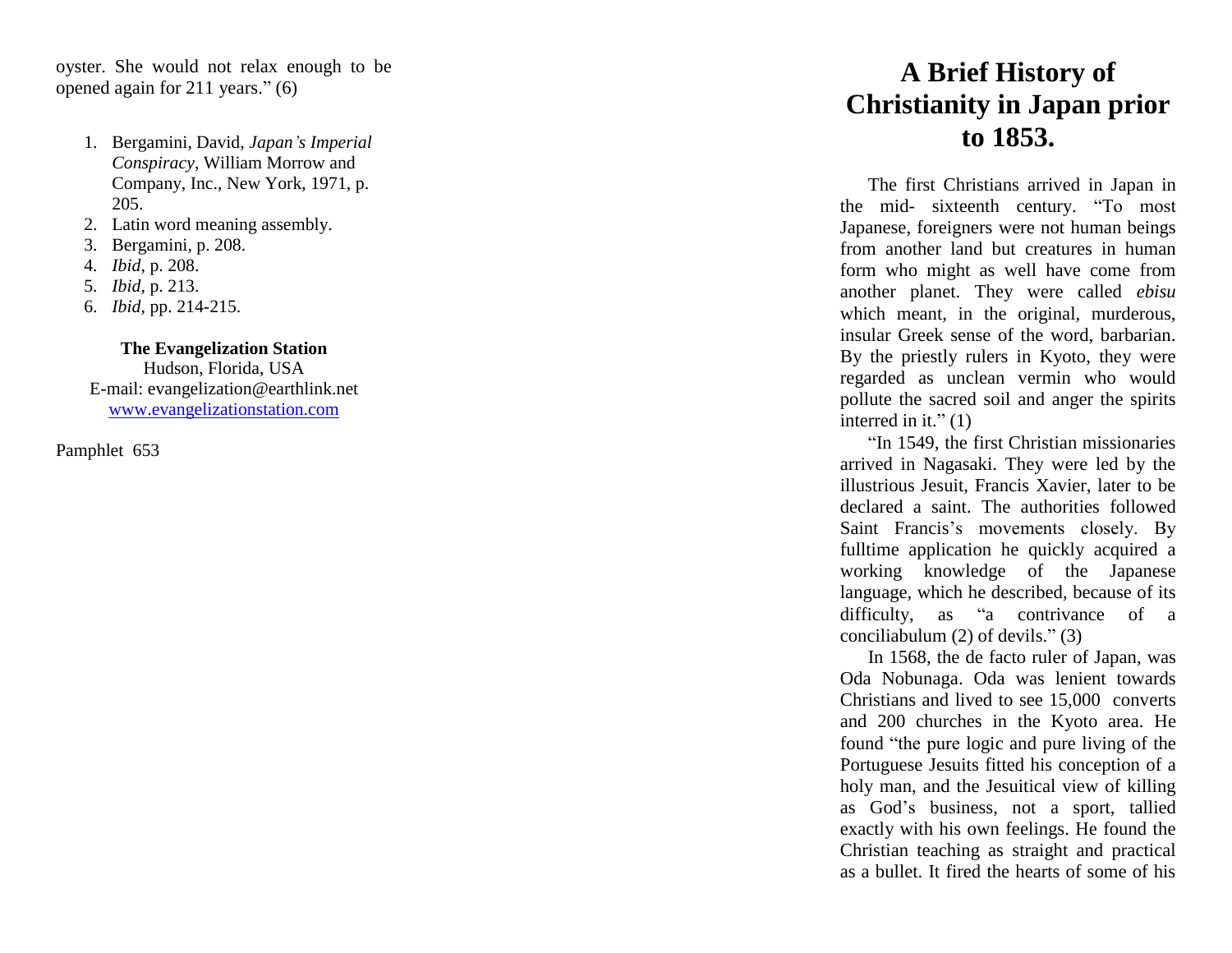oyster. She would not relax enough to be opened again for 211 years." (6)

1. Bergamini, David, *Japan's Imperial Conspiracy*, William Morrow and Company, Inc., New York, 1971, p. 205.
2. Latin word meaning assembly.
3. Bergamini, p. 208.
4. *Ibid*, p. 208.
5. *Ibid*, p. 213.
6. *Ibid*, pp. 214-215.

**The Evangelization Station**
Hudson, Florida, USA
E-mail: evangelization@earthlink.net
www.evangelizationstation.com

Pamphlet 653

# A Brief History of Christianity in Japan prior to 1853.

The first Christians arrived in Japan in the mid- sixteenth century. "To most Japanese, foreigners were not human beings from another land but creatures in human form who might as well have come from another planet. They were called *ebisu* which meant, in the original, murderous, insular Greek sense of the word, barbarian. By the priestly rulers in Kyoto, they were regarded as unclean vermin who would pollute the sacred soil and anger the spirits interred in it." (1)

"In 1549, the first Christian missionaries arrived in Nagasaki. They were led by the illustrious Jesuit, Francis Xavier, later to be declared a saint. The authorities followed Saint Francis's movements closely. By fulltime application he quickly acquired a working knowledge of the Japanese language, which he described, because of its difficulty, as "a contrivance of a conciliabulum (2) of devils." (3)

In 1568, the de facto ruler of Japan, was Oda Nobunaga. Oda was lenient towards Christians and lived to see 15,000 converts and 200 churches in the Kyoto area. He found "the pure logic and pure living of the Portuguese Jesuits fitted his conception of a holy man, and the Jesuitical view of killing as God's business, not a sport, tallied exactly with his own feelings. He found the Christian teaching as straight and practical as a bullet. It fired the hearts of some of his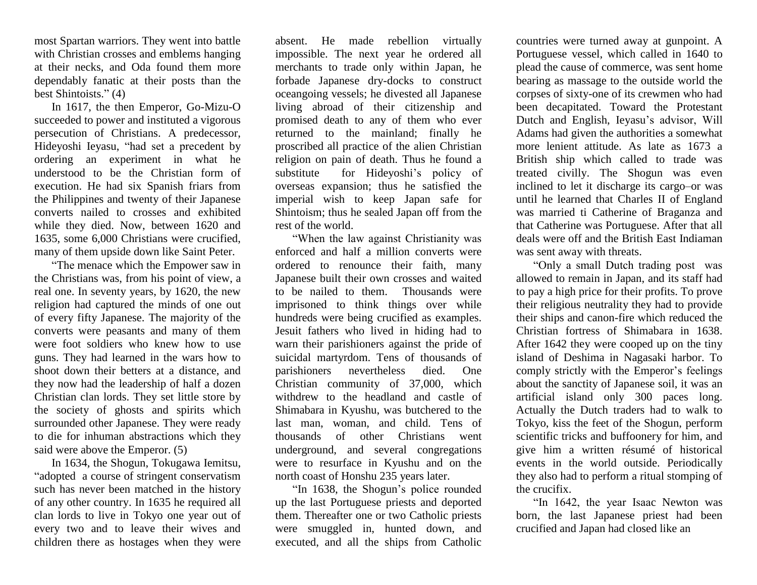most Spartan warriors. They went into battle with Christian crosses and emblems hanging at their necks, and Oda found them more dependably fanatic at their posts than the best Shintoists." (4)

In 1617, the then Emperor, Go-Mizu-O succeeded to power and instituted a vigorous persecution of Christians. A predecessor, Hideyoshi Ieyasu, "had set a precedent by ordering an experiment in what he understood to be the Christian form of execution. He had six Spanish friars from the Philippines and twenty of their Japanese converts nailed to crosses and exhibited while they died. Now, between 1620 and 1635, some 6,000 Christians were crucified, many of them upside down like Saint Peter.

"The menace which the Empower saw in the Christians was, from his point of view, a real one. In seventy years, by 1620, the new religion had captured the minds of one out of every fifty Japanese. The majority of the converts were peasants and many of them were foot soldiers who knew how to use guns. They had learned in the wars how to shoot down their betters at a distance, and they now had the leadership of half a dozen Christian clan lords. They set little store by the society of ghosts and spirits which surrounded other Japanese. They were ready to die for inhuman abstractions which they said were above the Emperor. (5)

In 1634, the Shogun, Tokugawa Iemitsu, "adopted a course of stringent conservatism such has never been matched in the history of any other country. In 1635 he required all clan lords to live in Tokyo one year out of every two and to leave their wives and children there as hostages when they were absent. He made rebellion virtually impossible. The next year he ordered all merchants to trade only within Japan, he forbade Japanese dry-docks to construct oceangoing vessels; he divested all Japanese living abroad of their citizenship and promised death to any of them who ever returned to the mainland; finally he proscribed all practice of the alien Christian religion on pain of death. Thus he found a substitute for Hideyoshi's policy of overseas expansion; thus he satisfied the imperial wish to keep Japan safe for Shintoism; thus he sealed Japan off from the rest of the world.

"When the law against Christianity was enforced and half a million converts were ordered to renounce their faith, many Japanese built their own crosses and waited to be nailed to them. Thousands were imprisoned to think things over while hundreds were being crucified as examples. Jesuit fathers who lived in hiding had to warn their parishioners against the pride of suicidal martyrdom. Tens of thousands of parishioners nevertheless died. One Christian community of 37,000, which withdrew to the headland and castle of Shimabara in Kyushu, was butchered to the last man, woman, and child. Tens of thousands of other Christians went underground, and several congregations were to resurface in Kyushu and on the north coast of Honshu 235 years later.

"In 1638, the Shogun's police rounded up the last Portuguese priests and deported them. Thereafter one or two Catholic priests were smuggled in, hunted down, and executed, and all the ships from Catholic countries were turned away at gunpoint. A Portuguese vessel, which called in 1640 to plead the cause of commerce, was sent home bearing as massage to the outside world the corpses of sixty-one of its crewmen who had been decapitated. Toward the Protestant Dutch and English, Ieyasu's advisor, Will Adams had given the authorities a somewhat more lenient attitude. As late as 1673 a British ship which called to trade was treated civilly. The Shogun was even inclined to let it discharge its cargo–or was until he learned that Charles II of England was married ti Catherine of Braganza and that Catherine was Portuguese. After that all deals were off and the British East Indiaman was sent away with threats.

"Only a small Dutch trading post was allowed to remain in Japan, and its staff had to pay a high price for their profits. To prove their religious neutrality they had to provide their ships and canon-fire which reduced the Christian fortress of Shimabara in 1638. After 1642 they were cooped up on the tiny island of Deshima in Nagasaki harbor. To comply strictly with the Emperor's feelings about the sanctity of Japanese soil, it was an artificial island only 300 paces long. Actually the Dutch traders had to walk to Tokyo, kiss the feet of the Shogun, perform scientific tricks and buffoonery for him, and give him a written résumé of historical events in the world outside. Periodically they also had to perform a ritual stomping of the crucifix.

"In 1642, the year Isaac Newton was born, the last Japanese priest had been crucified and Japan had closed like an